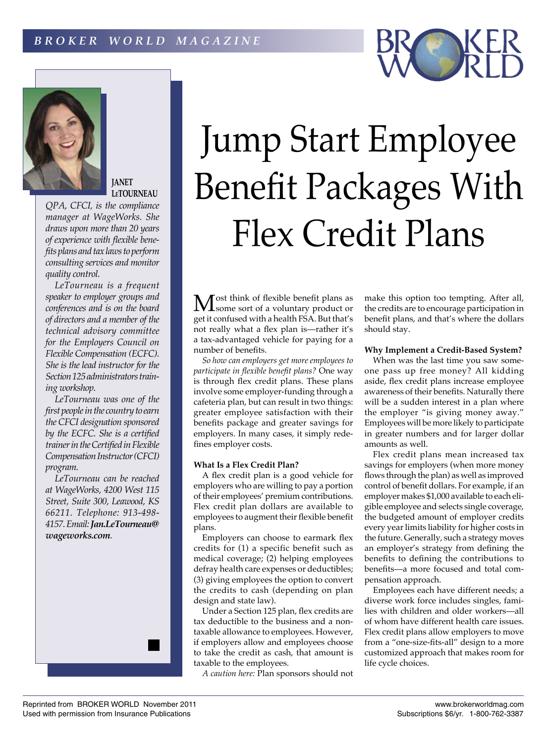# Jump Start Employee Benefit Packages With Flex Credit Plans

**JANET LeTOURNEAU**

*QPA, CFCI, is the compliance manager at WageWorks. She draws upon more than 20 years of experience with flexible benefits plans and tax laws to perform consulting services and monitor quality control.*

*LeTourneau is a frequent speaker to employer groups and conferences and is on the board of directors and a member of the technical advisory committee for the Employers Council on Flexible Compensation (ECFC). She is the lead instructor for the Section 125 administrators training workshop.*

*LeTourneau was one of the first people in the country to earn the CFCI designation sponsored by the ECFC. She is a certified trainer in the Certified in Flexible Compensation Instructor (CFCI) program.*

*LeTourneau can be reached at WageWorks, 4200 West 115 Street, Suite 300, Leawood, KS 66211. Telephone: 913-498-4157. Email: **Jan.LeTourneau@wageworks.com**.*

Most think of flexible benefit plans as some sort of a voluntary product or get it confused with a health FSA. But that's not really what a flex plan is—rather it's a tax-advantaged vehicle for paying for a number of benefits.

*So how can employers get more employees to participate in flexible benefit plans?* One way is through flex credit plans. These plans involve some employer-funding through a cafeteria plan, but can result in two things: greater employee satisfaction with their benefits package and greater savings for employers. In many cases, it simply redefines employer costs.

**What Is a Flex Credit Plan?**

A flex credit plan is a good vehicle for employers who are willing to pay a portion of their employees' premium contributions. Flex credit plan dollars are available to employees to augment their flexible benefit plans.

Employers can choose to earmark flex credits for (1) a specific benefit such as medical coverage; (2) helping employees defray health care expenses or deductibles; (3) giving employees the option to convert the credits to cash (depending on plan design and state law).

Under a Section 125 plan, flex credits are tax deductible to the business and a non-taxable allowance to employees. However, if employers allow and employees choose to take the credit as cash, that amount is taxable to the employees.

*A caution here:* Plan sponsors should not make this option too tempting. After all, the credits are to encourage participation in benefit plans, and that's where the dollars should stay.

**Why Implement a Credit-Based System?**

When was the last time you saw someone pass up free money? All kidding aside, flex credit plans increase employee awareness of their benefits. Naturally there will be a sudden interest in a plan where the employer "is giving money away." Employees will be more likely to participate in greater numbers and for larger dollar amounts as well.

Flex credit plans mean increased tax savings for employers (when more money flows through the plan) as well as improved control of benefit dollars. For example, if an employer makes $1,000 available to each eligible employee and selects single coverage, the budgeted amount of employer credits every year limits liability for higher costs in the future. Generally, such a strategy moves an employer's strategy from defining the benefits to defining the contributions to benefits—a more focused and total compensation approach.

Employees each have different needs; a diverse work force includes singles, families with children and older workers—all of whom have different health care issues. Flex credit plans allow employers to move from a "one-size-fits-all" design to a more customized approach that makes room for life cycle choices.

Reprinted from BROKER WORLD November 2011
Used with permission from Insurance Publications

www.brokerworldmag.com
Subscriptions $6/yr. 1-800-762-3387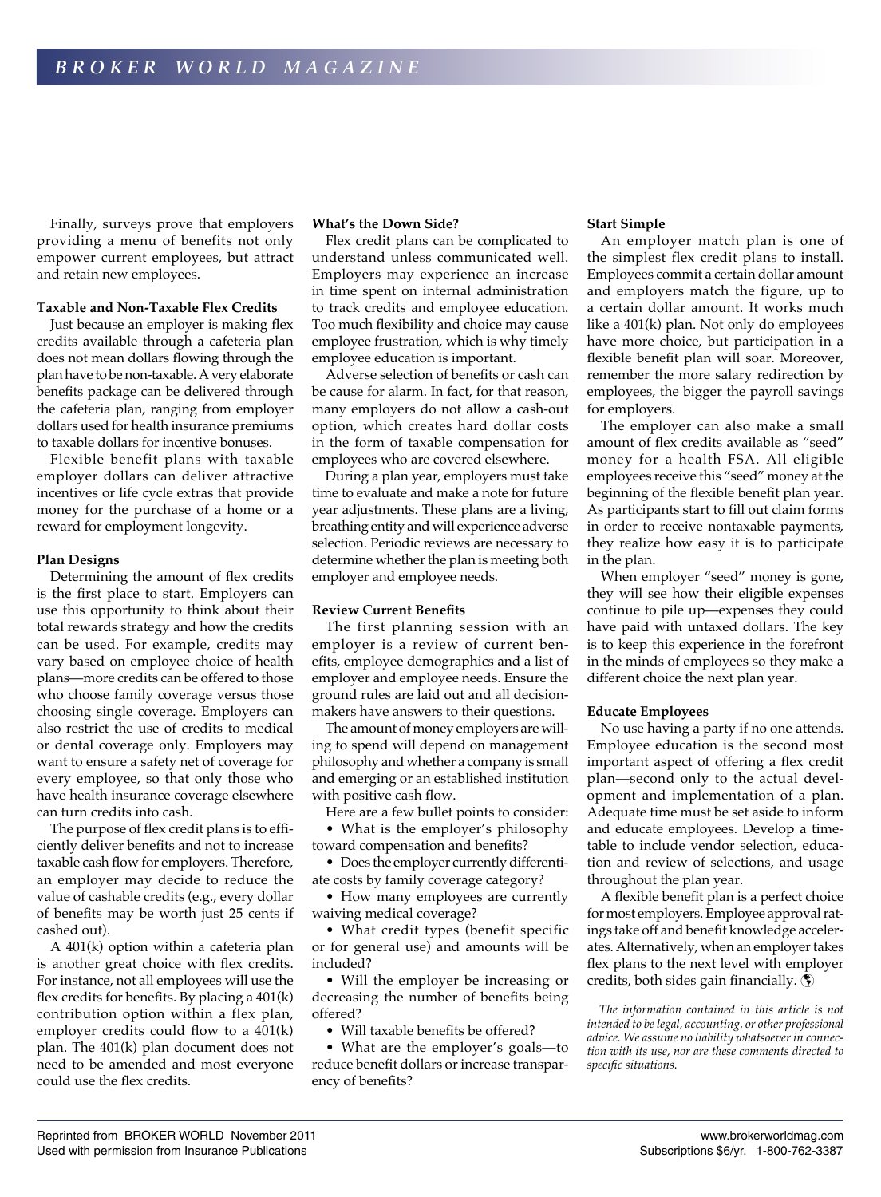Finally, surveys prove that employers providing a menu of benefits not only empower current employees, but attract and retain new employees.

**Taxable and Non-Taxable Flex Credits**

Just because an employer is making flex credits available through a cafeteria plan does not mean dollars flowing through the plan have to be non-taxable. A very elaborate benefits package can be delivered through the cafeteria plan, ranging from employer dollars used for health insurance premiums to taxable dollars for incentive bonuses.

Flexible benefit plans with taxable employer dollars can deliver attractive incentives or life cycle extras that provide money for the purchase of a home or a reward for employment longevity.

**Plan Designs**

Determining the amount of flex credits is the first place to start. Employers can use this opportunity to think about their total rewards strategy and how the credits can be used. For example, credits may vary based on employee choice of health plans—more credits can be offered to those who choose family coverage versus those choosing single coverage. Employers can also restrict the use of credits to medical or dental coverage only. Employers may want to ensure a safety net of coverage for every employee, so that only those who have health insurance coverage elsewhere can turn credits into cash.

The purpose of flex credit plans is to efficiently deliver benefits and not to increase taxable cash flow for employers. Therefore, an employer may decide to reduce the value of cashable credits (e.g., every dollar of benefits may be worth just 25 cents if cashed out).

A 401(k) option within a cafeteria plan is another great choice with flex credits. For instance, not all employees will use the flex credits for benefits. By placing a 401(k) contribution option within a flex plan, employer credits could flow to a 401(k) plan. The 401(k) plan document does not need to be amended and most everyone could use the flex credits.

**What's the Down Side?**

Flex credit plans can be complicated to understand unless communicated well. Employers may experience an increase in time spent on internal administration to track credits and employee education. Too much flexibility and choice may cause employee frustration, which is why timely employee education is important.

Adverse selection of benefits or cash can be cause for alarm. In fact, for that reason, many employers do not allow a cash-out option, which creates hard dollar costs in the form of taxable compensation for employees who are covered elsewhere.

During a plan year, employers must take time to evaluate and make a note for future year adjustments. These plans are a living, breathing entity and will experience adverse selection. Periodic reviews are necessary to determine whether the plan is meeting both employer and employee needs.

**Review Current Benefits**

The first planning session with an employer is a review of current benefits, employee demographics and a list of employer and employee needs. Ensure the ground rules are laid out and all decision-makers have answers to their questions.

The amount of money employers are willing to spend will depend on management philosophy and whether a company is small and emerging or an established institution with positive cash flow.

Here are a few bullet points to consider:

- What is the employer's philosophy toward compensation and benefits?
- Does the employer currently differentiate costs by family coverage category?
- How many employees are currently waiving medical coverage?
- What credit types (benefit specific or for general use) and amounts will be included?
- Will the employer be increasing or decreasing the number of benefits being offered?
- Will taxable benefits be offered?
- What are the employer's goals—to reduce benefit dollars or increase transparency of benefits?

**Start Simple**

An employer match plan is one of the simplest flex credit plans to install. Employees commit a certain dollar amount and employers match the figure, up to a certain dollar amount. It works much like a 401(k) plan. Not only do employees have more choice, but participation in a flexible benefit plan will soar. Moreover, remember the more salary redirection by employees, the bigger the payroll savings for employers.

The employer can also make a small amount of flex credits available as "seed" money for a health FSA. All eligible employees receive this "seed" money at the beginning of the flexible benefit plan year. As participants start to fill out claim forms in order to receive nontaxable payments, they realize how easy it is to participate in the plan.

When employer "seed" money is gone, they will see how their eligible expenses continue to pile up—expenses they could have paid with untaxed dollars. The key is to keep this experience in the forefront in the minds of employees so they make a different choice the next plan year.

**Educate Employees**

No use having a party if no one attends. Employee education is the second most important aspect of offering a flex credit plan—second only to the actual development and implementation of a plan. Adequate time must be set aside to inform and educate employees. Develop a timetable to include vendor selection, education and review of selections, and usage throughout the plan year.

A flexible benefit plan is a perfect choice for most employers. Employee approval ratings take off and benefit knowledge accelerates. Alternatively, when an employer takes flex plans to the next level with employer credits, both sides gain financially.

*The information contained in this article is not intended to be legal, accounting, or other professional advice. We assume no liability whatsoever in connection with its use, nor are these comments directed to specific situations.*

Reprinted from BROKER WORLD November 2011
Used with permission from Insurance Publications

www.brokerworldmag.com
Subscriptions $6/yr. 1-800-762-3387